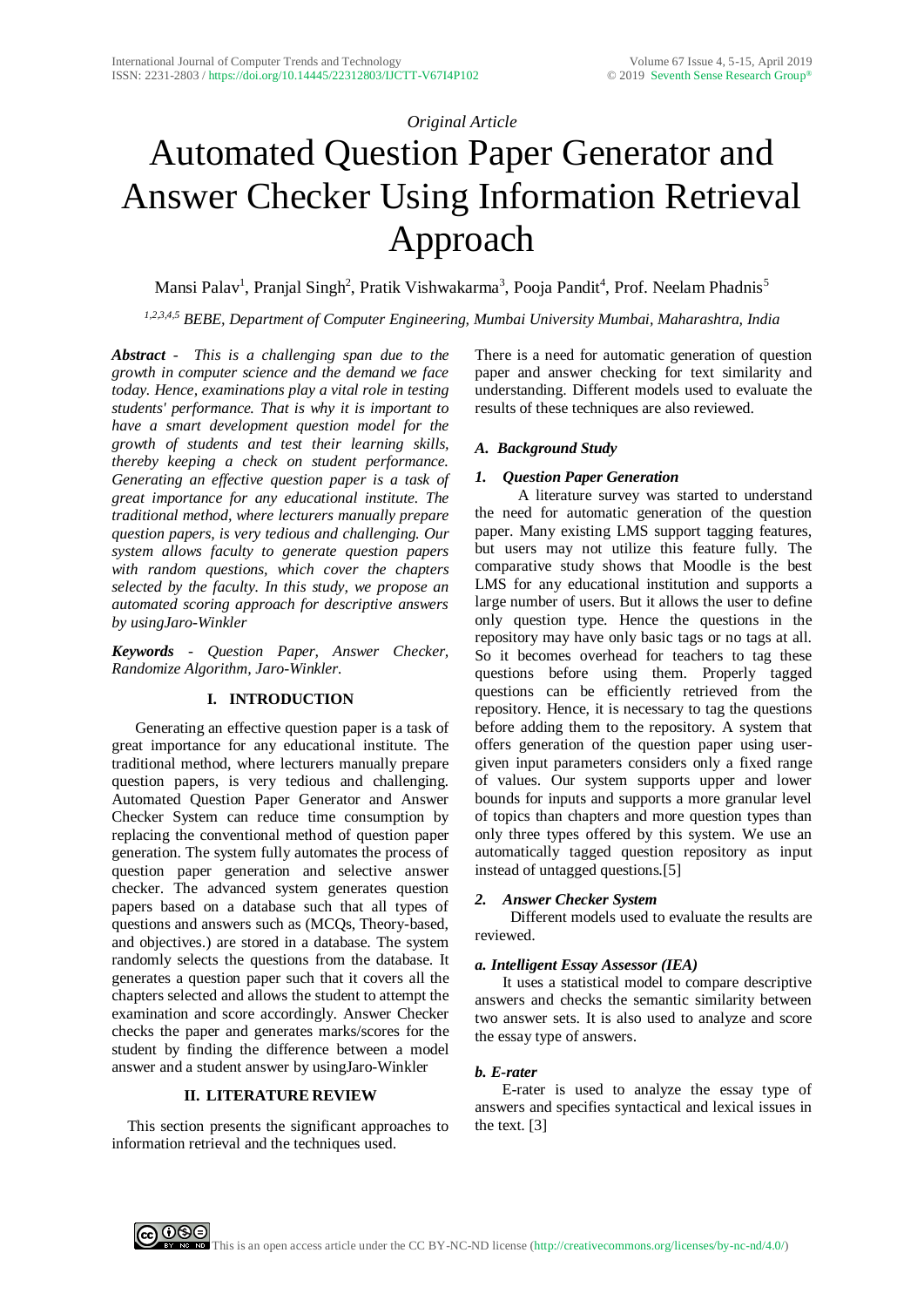*Original Article*

# Automated Question Paper Generator and Answer Checker Using Information Retrieval Approach

Mansi Palav[1], Pranjal Singh[2], Pratik Vishwakarma[3], Pooja Pandit[4], Prof. Neelam Phadnis[5]

*[1,2,3,4,5] BEBE, Department of Computer Engineering, Mumbai University Mumbai, Maharashtra, India*

***Abstract*** *- This is a challenging span due to the growth in computer science and the demand we face today. Hence, examinations play a vital role in testing students' performance. That is why it is important to have a smart development question model for the growth of students and test their learning skills, thereby keeping a check on student performance. Generating an effective question paper is a task of great importance for any educational institute. The traditional method, where lecturers manually prepare question papers, is very tedious and challenging. Our system allows faculty to generate question papers with random questions, which cover the chapters selected by the faculty. In this study, we propose an automated scoring approach for descriptive answers by usingJaro-Winkler*

***Keywords*** *- Question Paper, Answer Checker, Randomize Algorithm, Jaro-Winkler.*

## I. INTRODUCTION

Generating an effective question paper is a task of great importance for any educational institute. The traditional method, where lecturers manually prepare question papers, is very tedious and challenging. Automated Question Paper Generator and Answer Checker System can reduce time consumption by replacing the conventional method of question paper generation. The system fully automates the process of question paper generation and selective answer checker. The advanced system generates question papers based on a database such that all types of questions and answers such as (MCQs, Theory-based, and objectives.) are stored in a database. The system randomly selects the questions from the database. It generates a question paper such that it covers all the chapters selected and allows the student to attempt the examination and score accordingly. Answer Checker checks the paper and generates marks/scores for the student by finding the difference between a model answer and a student answer by usingJaro-Winkler

## II. LITERATURE REVIEW

This section presents the significant approaches to information retrieval and the techniques used. There is a need for automatic generation of question paper and answer checking for text similarity and understanding. Different models used to evaluate the results of these techniques are also reviewed.

### *A. Background Study*

#### *1. Question Paper Generation*

A literature survey was started to understand the need for automatic generation of the question paper. Many existing LMS support tagging features, but users may not utilize this feature fully. The comparative study shows that Moodle is the best LMS for any educational institution and supports a large number of users. But it allows the user to define only question type. Hence the questions in the repository may have only basic tags or no tags at all. So it becomes overhead for teachers to tag these questions before using them. Properly tagged questions can be efficiently retrieved from the repository. Hence, it is necessary to tag the questions before adding them to the repository. A system that offers generation of the question paper using user-given input parameters considers only a fixed range of values. Our system supports upper and lower bounds for inputs and supports a more granular level of topics than chapters and more question types than only three types offered by this system. We use an automatically tagged question repository as input instead of untagged questions.[5]

#### *2. Answer Checker System*

Different models used to evaluate the results are reviewed.

##### *a. Intelligent Essay Assessor (IEA)*

It uses a statistical model to compare descriptive answers and checks the semantic similarity between two answer sets. It is also used to analyze and score the essay type of answers.

##### *b. E-rater*

E-rater is used to analyze the essay type of answers and specifies syntactical and lexical issues in the text. [3]

This is an open access article under the CC BY-NC-ND license (http://creativecommons.org/licenses/by-nc-nd/4.0/)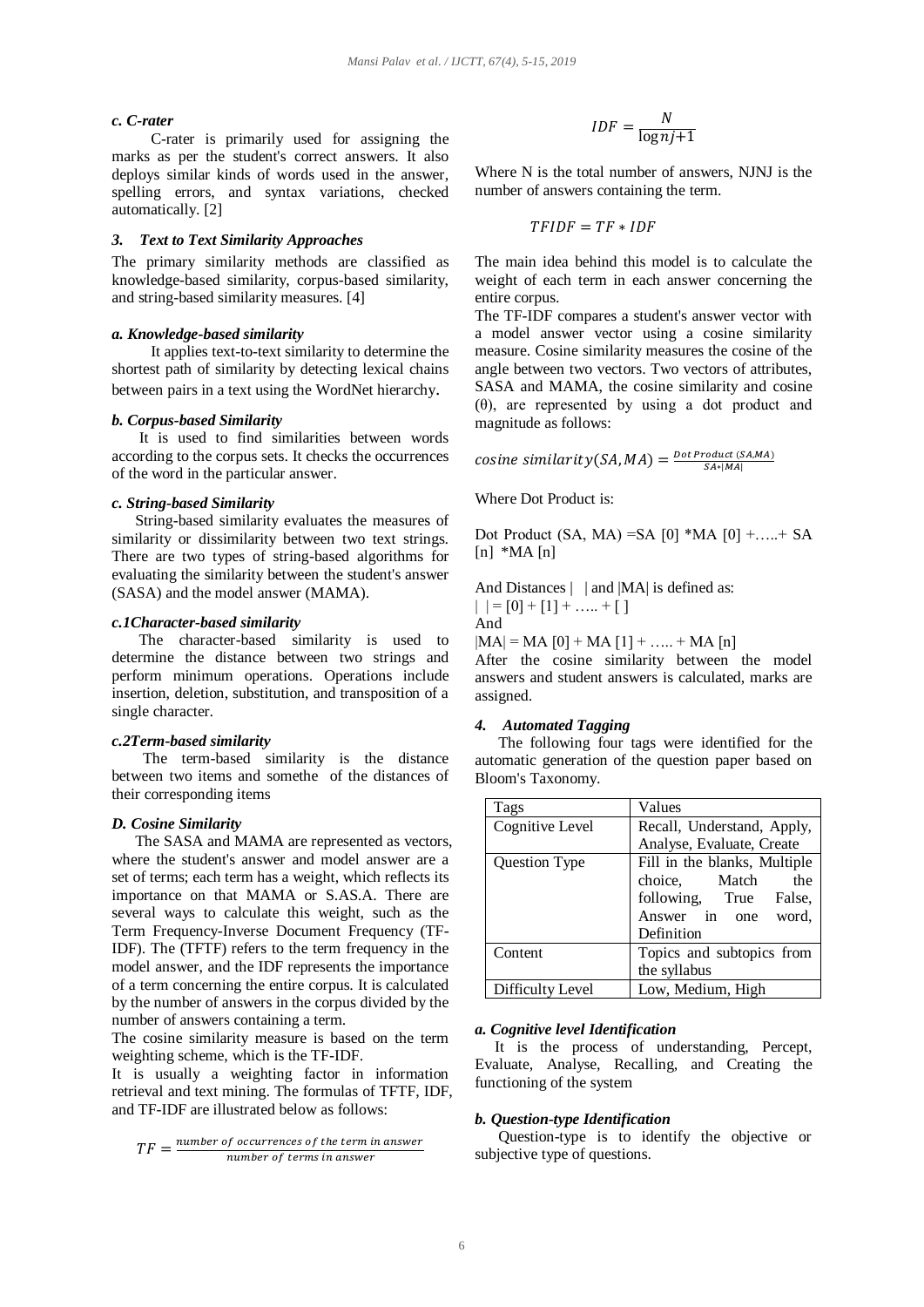#### *c. C-rater*

C-rater is primarily used for assigning the marks as per the student's correct answers. It also deploys similar kinds of words used in the answer, spelling errors, and syntax variations, checked automatically. [2]

### *3. Text to Text Similarity Approaches*

The primary similarity methods are classified as knowledge-based similarity, corpus-based similarity, and string-based similarity measures. [4]

#### *a. Knowledge-based similarity*

It applies text-to-text similarity to determine the shortest path of similarity by detecting lexical chains between pairs in a text using the WordNet hierarchy.

#### *b. Corpus-based Similarity*

It is used to find similarities between words according to the corpus sets. It checks the occurrences of the word in the particular answer.

#### *c. String-based Similarity*

String-based similarity evaluates the measures of similarity or dissimilarity between two text strings. There are two types of string-based algorithms for evaluating the similarity between the student's answer (SASA) and the model answer (MAMA).

#### *c.1Character-based similarity*

The character-based similarity is used to determine the distance between two strings and perform minimum operations. Operations include insertion, deletion, substitution, and transposition of a single character.

#### *c.2Term-based similarity*

The term-based similarity is the distance between two items and somethe of the distances of their corresponding items

#### *D. Cosine Similarity*

The SASA and MAMA are represented as vectors, where the student's answer and model answer are a set of terms; each term has a weight, which reflects its importance on that MAMA or S.AS.A. There are several ways to calculate this weight, such as the Term Frequency-Inverse Document Frequency (TF-IDF). The (TFTF) refers to the term frequency in the model answer, and the IDF represents the importance of a term concerning the entire corpus. It is calculated by the number of answers in the corpus divided by the number of answers containing a term.

The cosine similarity measure is based on the term weighting scheme, which is the TF-IDF.

It is usually a weighting factor in information retrieval and text mining. The formulas of TFTF, IDF, and TF-IDF are illustrated below as follows:

$$TF = \frac{number\ of\ occurrences\ of\ the\ term\ in\ answer}{number\ of\ terms\ in\ answer}$$

$$IDF = \frac{N}{\log nj + 1}$$

Where N is the total number of answers, NJNJ is the number of answers containing the term.

$$TFIDF = TF * IDF$$

The main idea behind this model is to calculate the weight of each term in each answer concerning the entire corpus.

The TF-IDF compares a student's answer vector with a model answer vector using a cosine similarity measure. Cosine similarity measures the cosine of the angle between two vectors. Two vectors of attributes, SASA and MAMA, the cosine similarity and cosine (θ), are represented by using a dot product and magnitude as follows:

$$cosine\ similarity(SA, MA) = \frac{Dot\ Product\ (SA, MA)}{SA * |MA|}$$

Where Dot Product is:

Dot Product (SA, MA) =SA [0] *MA [0] +…..+ SA [n] *MA [n]

And Distances | | and |MA| is defined as:

| | = [0] + [1] + ….. + [ ]

And

|MA| = MA [0] + MA [1] + ….. + MA [n]

After the cosine similarity between the model answers and student answers is calculated, marks are assigned.

### *4. Automated Tagging*

The following four tags were identified for the automatic generation of the question paper based on Bloom's Taxonomy.

| Tags | Values |
|---|---|
| Cognitive Level | Recall, Understand, Apply, Analyse, Evaluate, Create |
| Question Type | Fill in the blanks, Multiple choice, Match the following, True False, Answer in one word, Definition |
| Content | Topics and subtopics from the syllabus |
| Difficulty Level | Low, Medium, High |

#### *a. Cognitive level Identification*

It is the process of understanding, Percept, Evaluate, Analyse, Recalling, and Creating the functioning of the system

#### *b. Question-type Identification*

Question-type is to identify the objective or subjective type of questions.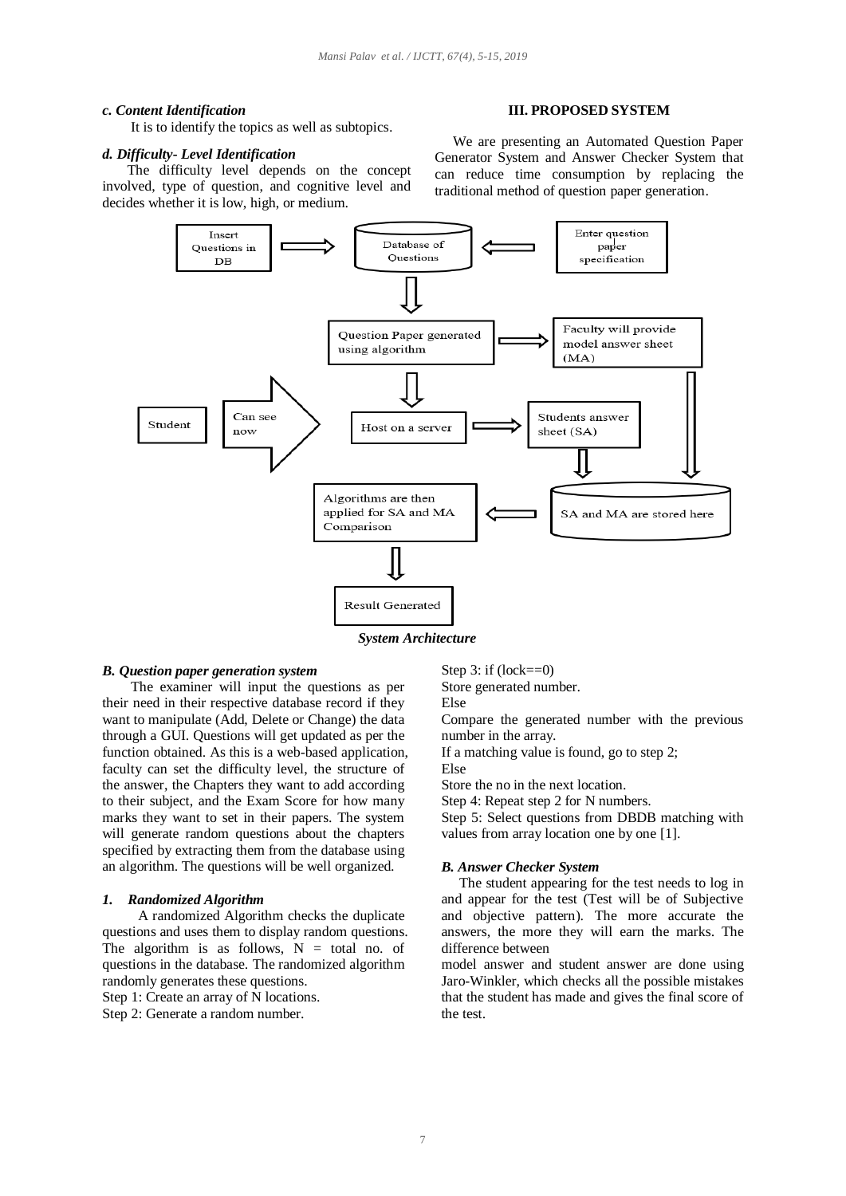*c. Content Identification*

It is to identify the topics as well as subtopics.

*d. Difficulty- Level Identification*

The difficulty level depends on the concept involved, type of question, and cognitive level and decides whether it is low, high, or medium.

## III. PROPOSED SYSTEM

We are presenting an Automated Question Paper Generator System and Answer Checker System that can reduce time consumption by replacing the traditional method of question paper generation.

*System Architecture*

### *B. Question paper generation system*

The examiner will input the questions as per their need in their respective database record if they want to manipulate (Add, Delete or Change) the data through a GUI. Questions will get updated as per the function obtained. As this is a web-based application, faculty can set the difficulty level, the structure of the answer, the Chapters they want to add according to their subject, and the Exam Score for how many marks they want to set in their papers. The system will generate random questions about the chapters specified by extracting them from the database using an algorithm. The questions will be well organized.

#### *1. Randomized Algorithm*

A randomized Algorithm checks the duplicate questions and uses them to display random questions. The algorithm is as follows, N = total no. of questions in the database. The randomized algorithm randomly generates these questions.

Step 1: Create an array of N locations.  
Step 2: Generate a random number.  
Step 3: if (lock==0)  
Store generated number.  
Else  
Compare the generated number with the previous number in the array.  
If a matching value is found, go to step 2;  
Else  
Store the no in the next location.  
Step 4: Repeat step 2 for N numbers.  
Step 5: Select questions from DBDB matching with values from array location one by one [1].

### *B. Answer Checker System*

The student appearing for the test needs to log in and appear for the test (Test will be of Subjective and objective pattern). The more accurate the answers, the more they will earn the marks. The difference between model answer and student answer are done using Jaro-Winkler, which checks all the possible mistakes that the student has made and gives the final score of the test.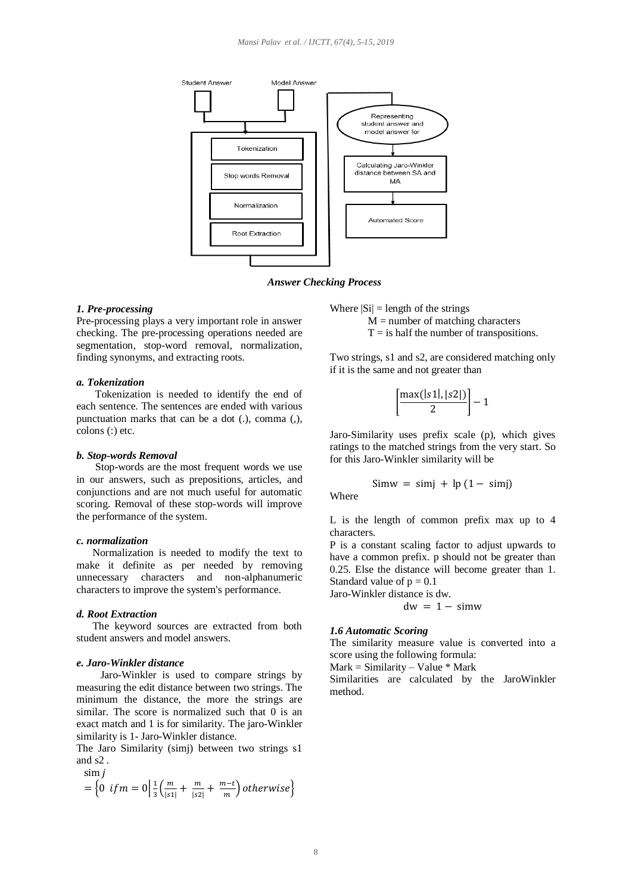*Answer Checking Process*

### 1. Pre-processing

Pre-processing plays a very important role in answer checking. The pre-processing operations needed are segmentation, stop-word removal, normalization, finding synonyms, and extracting roots.

#### a. Tokenization

Tokenization is needed to identify the end of each sentence. The sentences are ended with various punctuation marks that can be a dot (.), comma (,), colons (:) etc.

#### b. Stop-words Removal

Stop-words are the most frequent words we use in our answers, such as prepositions, articles, and conjunctions and are not much useful for automatic scoring. Removal of these stop-words will improve the performance of the system.

#### c. normalization

Normalization is needed to modify the text to make it definite as per needed by removing unnecessary characters and non-alphanumeric characters to improve the system's performance.

#### d. Root Extraction

The keyword sources are extracted from both student answers and model answers.

#### e. Jaro-Winkler distance

Jaro-Winkler is used to compare strings by measuring the edit distance between two strings. The minimum the distance, the more the strings are similar. The score is normalized such that 0 is an exact match and 1 is for similarity. The jaro-Winkler similarity is 1- Jaro-Winkler distance.

The Jaro Similarity (simj) between two strings s1 and s2 .

$$\text{sim}\,j = \left\{0 \;\; if m = 0 \,\middle|\, \frac{1}{3}\left(\frac{m}{|s1|} + \frac{m}{|s2|} + \frac{m-t}{m}\right) otherwise\right\}$$

Where |Si| = length of the strings

M = number of matching characters

T = is half the number of transpositions.

Two strings, s1 and s2, are considered matching only if it is the same and not greater than

$$\left\lfloor \frac{\max(|s1|, |s2|)}{2} \right\rfloor - 1$$

Jaro-Similarity uses prefix scale (p), which gives ratings to the matched strings from the very start. So for this Jaro-Winkler similarity will be

$$\text{Simw} = \text{simj} + \text{lp}\,(1 - \text{simj})$$

Where

L is the length of common prefix max up to 4 characters.

P is a constant scaling factor to adjust upwards to have a common prefix. p should not be greater than 0.25. Else the distance will become greater than 1. Standard value of p = 0.1

Jaro-Winkler distance is dw.

$$\text{dw} = 1 - \text{simw}$$

### 1.6 Automatic Scoring

The similarity measure value is converted into a score using the following formula:

Mark = Similarity – Value * Mark

Similarities are calculated by the JaroWinkler method.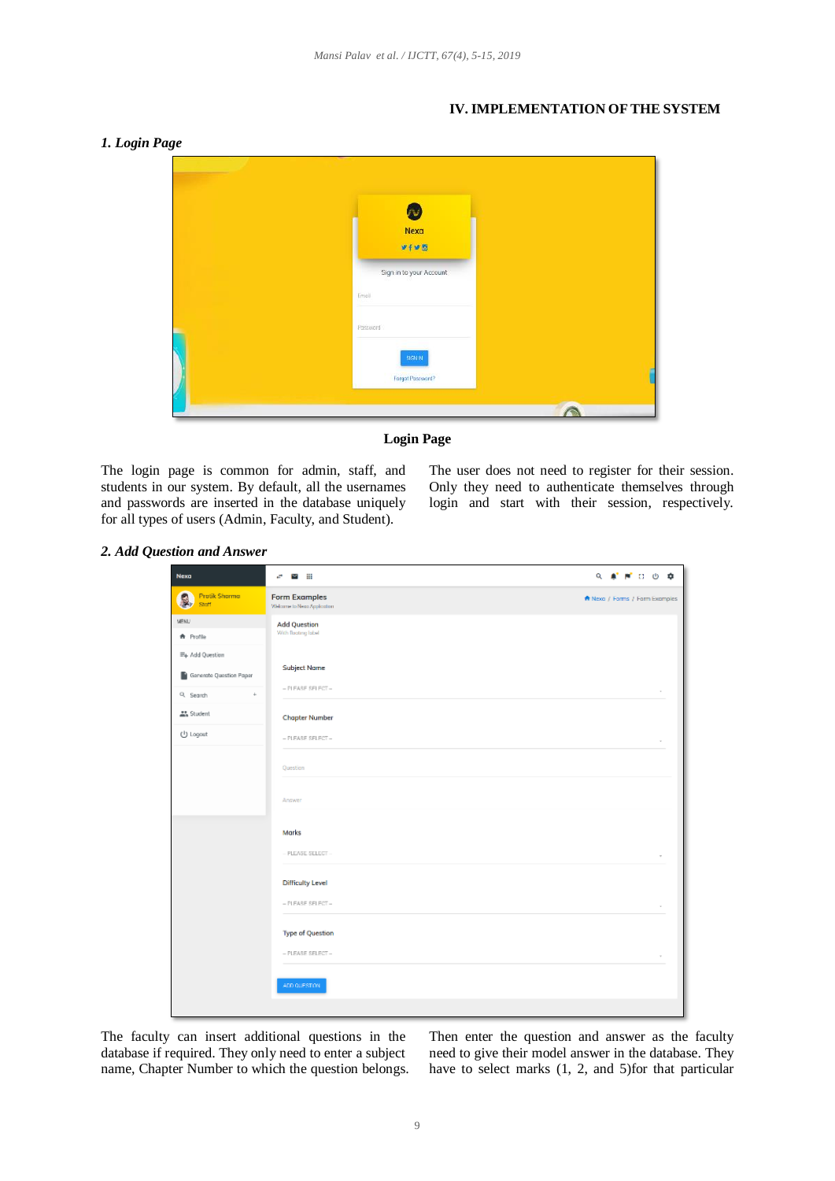## IV. IMPLEMENTATION OF THE SYSTEM

### *1. Login Page*

**Login Page**

The login page is common for admin, staff, and students in our system. By default, all the usernames and passwords are inserted in the database uniquely for all types of users (Admin, Faculty, and Student). The user does not need to register for their session. Only they need to authenticate themselves through login and start with their session, respectively.

### *2. Add Question and Answer*

The faculty can insert additional questions in the database if required. They only need to enter a subject name, Chapter Number to which the question belongs. Then enter the question and answer as the faculty need to give their model answer in the database. They have to select marks (1, 2, and 5)for that particular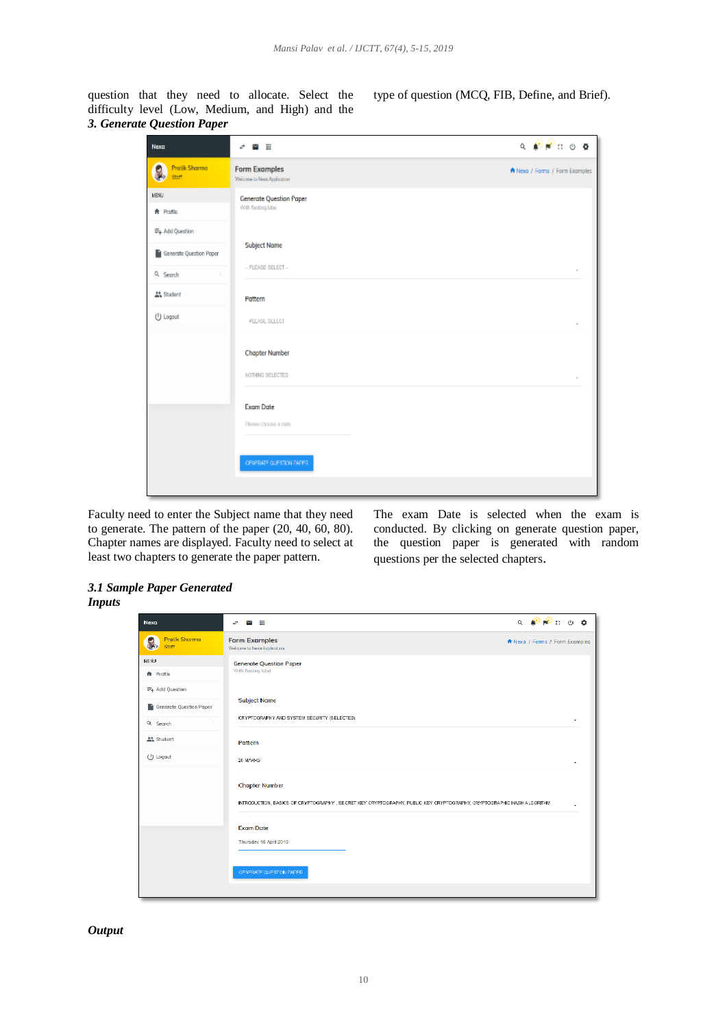question that they need to allocate. Select the difficulty level (Low, Medium, and High) and the type of question (MCQ, FIB, Define, and Brief).

### 3. Generate Question Paper

Faculty need to enter the Subject name that they need to generate. The pattern of the paper (20, 40, 60, 80). Chapter names are displayed. Faculty need to select at least two chapters to generate the paper pattern.

The exam Date is selected when the exam is conducted. By clicking on generate question paper, the question paper is generated with random questions per the selected chapters.

### 3.1 Sample Paper Generated

***Inputs***

***Output***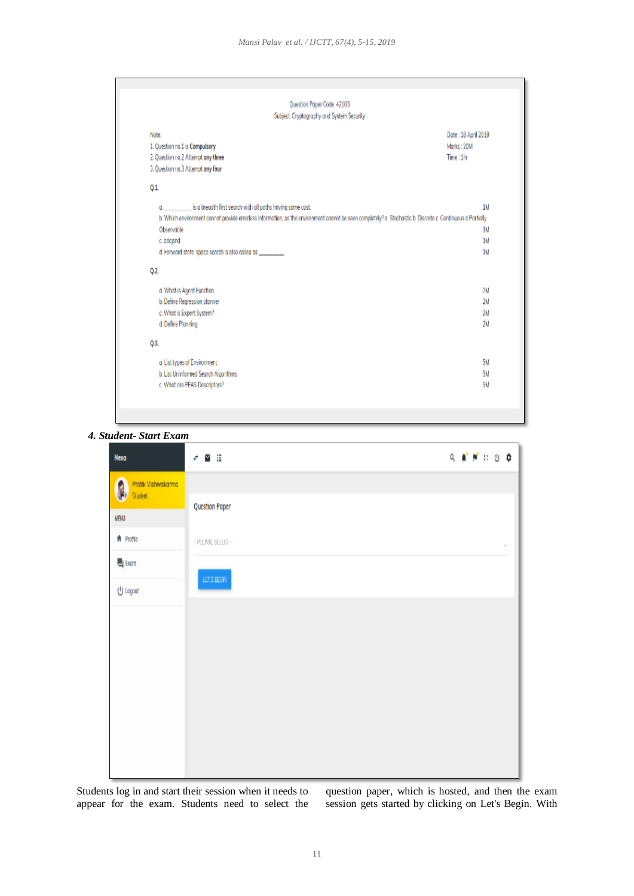Question Paper Code: 42103

Subject: Cryptography and System Security

Note:

1. Question no.1 is **Compulsory**
2. Question no.2 Attempt **any three**
3. Question no.3 Attempt **any four**

Date : 18 April 2019

Marks : 20M

Time : 1hr

Q.1.

a. ________ is a breadth first search with all paths having same cost. 1M

b. Which environment cannot provide errorless information, as the environment cannot be seen completely? a. Stochastic b. Discrete c. Continuous d. Partially Observable 1M

c. adqjsnd 1M

d. Forward state-space search is also called as ________ 1M

Q.2.

a. What is Agent Function 2M

b. Define Regression planner 2M

c. What is Expert System? 2M

d. Define Planning 2M

Q.3.

a. List types of Environment 5M

b. List Uninformed Search Algorithms 5M

c. What are PEAS Descriptors? 5M

***4. Student- Start Exam***

Nexa

Pratik Vishwakarma

Student

MENU

Profile

Exam

Logout

Question Paper

-- PLEASE SELECT --

LET'S BEGIN

Students log in and start their session when it needs to appear for the exam. Students need to select the question paper, which is hosted, and then the exam session gets started by clicking on Let's Begin. With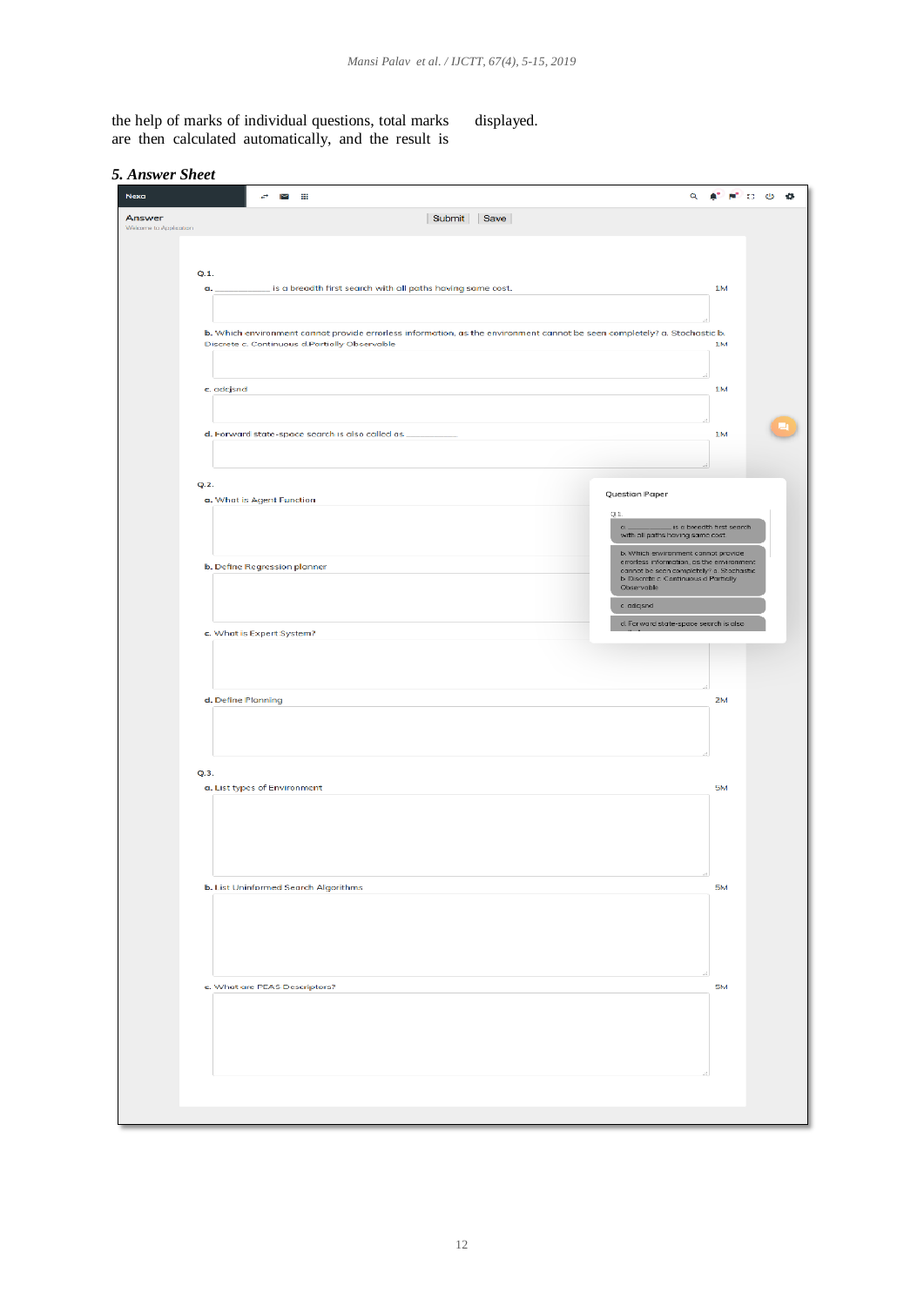the help of marks of individual questions, total marks are then calculated automatically, and the result is displayed.

### *5. Answer Sheet*

Nexa

Answer

Welcome to Application

Submit | Save

Q.1.

a. __________ is a breadth first search with all paths having same cost. 1M

b. Which environment cannot provide errorless information, as the environment cannot be seen completely? a. Stochastic b. Discrete c. Continuous d.Partially Observable 1M

c. adcjsnd 1M

d. Forward state-space search is also called as __________ 1M

Q.2.

a. What is Agent Function

b. Define Regression planner

c. What is Expert System?

d. Define Planning 2M

Q.3.

a. List types of Environment 5M

b. List Uninformed Search Algorithms 5M

c. What are PEAS Descriptors? 5M

Question Paper

Q.1.

a. __________ is a breadth first search with all paths having same cost.

b. Which environment cannot provide errorless information, as the environment cannot be seen completely? a. Stochastic b. Discrete c. Continuous d. Partially Observable

c. adcjsnd

d. Forward state-space search is also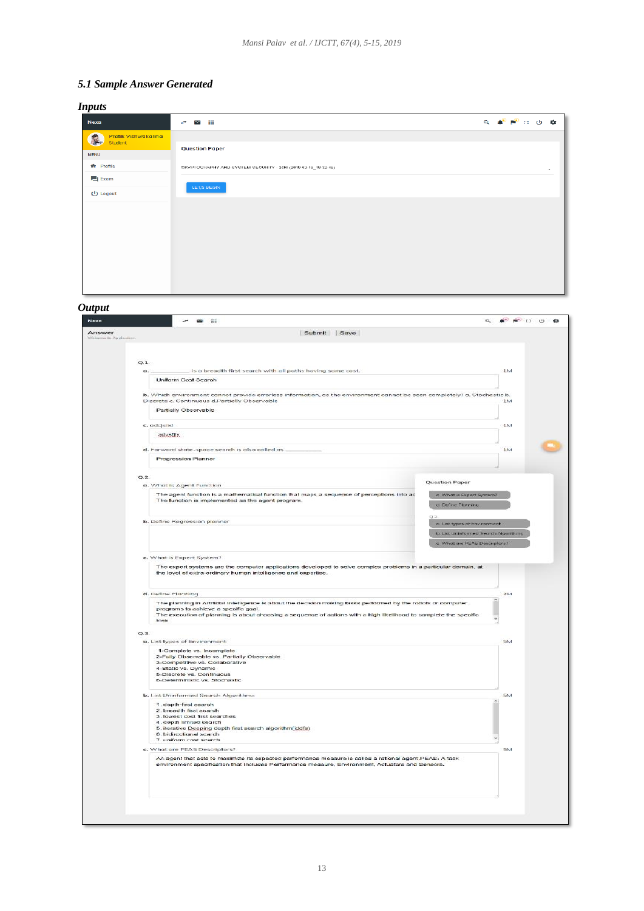### 5.1 Sample Answer Generated

**Inputs**

Nexo

Pratik Vishwakarma
Student

MENU

Profile

Exam

Logout

Question Paper

CRYPTOGRAPHY AND SYSTEM SECURITY : 20M (2019-03-10_18:32:46)

LET'S BEGIN

**Output**

Nexo

Answer
Welcome to Application

Submit | Save

Q.1.

a. ____________ is a breadth first search with all paths having some cost. 1M

Uniform Cost Search

b. Which environment cannot provide errorless information, as the environment cannot be seen completely? a. Stochastic b. Discrete c. Continuous d.Partially Observable 1M

Partially Observable

c. adcjsnd 1M

adsvsfdv

d. Forward state-space search is also called as ____________ 1M

Progression Planner

Q.2.

a. What is Agent Function

The agent function is a mathematical function that maps a sequence of perceptions into ac... The function is implemented as the agent program.

b. Define Regression planner

c. What is Expert System?

The expert systems are the computer applications developed to solve complex problems in a particular domain, at the level of extra-ordinary human intelligence and expertise.

d. Define Planning 2M

The planning in Artificial Intelligence is about the decision making tasks performed by the robots or computer programs to achieve a specific goal.
The execution of planning is about choosing a sequence of actions with a high likelihood to complete the specific task.

Question Paper

c. What is Expert System?

d. Define Planning

Q.3.

a. List types of Environment

b. List Uninformed Search Algorithms

c. What are PEAS Descriptors?

Q.3.

a. List types of Environment 5M

1-Complete vs. Incomplete
2-Fully Observable vs. Partially Observable
3-Competitive vs. Collaborative
4-Static vs. Dynamic
5-Discrete vs. Continuous
6-Deterministic vs. Stochastic

b. List Uninformed Search Algorithms 5M

1. depth-first search
2. breadth first search
3. lowest cost first searches
4. depth limited search
5. iterative Deeping depth first search algorithm(iddfs)
6. bidirectional search
7. uniform cost search

c. What are PEAS Descriptors? 5M

An agent that acts to maximize its expected performance measure is called a rational agent.PEAS: A task environment specification that includes Performance measure, Environment, Actuators and Sensors.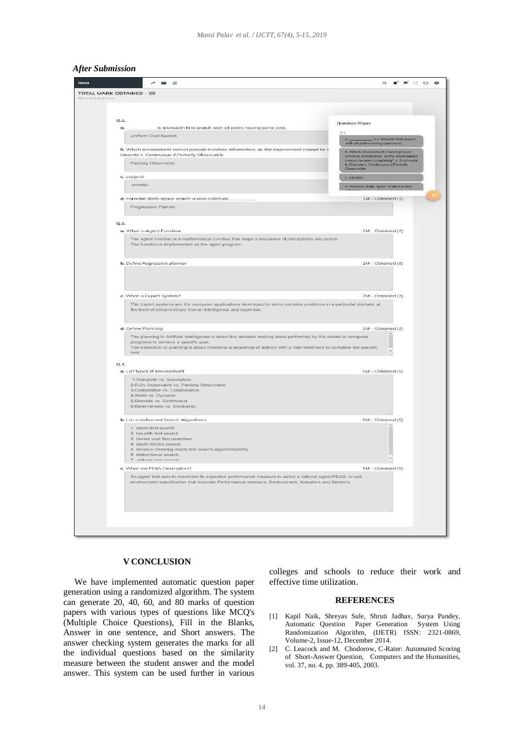*After Submission*

TOTAL MARK OBTAINED - 20

Q.1.

a. ____________ is a breadth first search with all paths having same cost.

Uniform Cost Search

b. Which environment cannot provide errorless information, as the environment cannot be s... Discrete c. Continuous d.Partially Observable

Partially Observable

c. adcjsnd

adsdfjiv

d. Forward state-space search is also called as ____________ 1M - Obtained (1)

Progression Planner

Q.2.

a. What is Agent Function 2M - Obtained (2)

The agent function is a mathematical function that maps a sequence of perceptions into action. The function is implemented as the agent program.

b. Define Regression planner 2M - Obtained (0)

c. What is Expert System? 2M - Obtained (2)

The expert systems are the computer applications developed to solve complex problems in a particular domain, at the level of extra-ordinary human intelligence and expertise.

d. Define Planning 2M - Obtained (2)

The planning in Artificial Intelligence is about the decision making tasks performed by the robots or computer programs to achieve a specific goal. The execution of planning is about choosing a sequence of actions with a high likelihood to complete the specific task

Q.3.

a. List types of Environment 5M - Obtained (5)

1-Complete vs. Incomplete
2-Fully Observable vs. Partially Observable
3-Competitive vs. Collaborative
4-Static vs. Dynamic
5-Discrete vs. Continuous
6-Deterministic vs. Stochastic

b. List Uninformed Search Algorithms 5M - Obtained (5)

1. depth-first search
2. breadth first search
3. lowest cost first searches
4. depth limited search
5. iterative Deeping depth first search algorithm(iddfs)
6. bidirectional search
7. uniform cost search

c. What are PEAS Descriptors? 5M - Obtained (5)

An agent that acts to maximize its expected performance measure is called a rational agent.PEAS: A task environment specification that includes Performance measure, Environment, Actuators and Sensors.

## V CONCLUSION

We have implemented automatic question paper generation using a randomized algorithm. The system can generate 20, 40, 60, and 80 marks of question papers with various types of questions like MCQ's (Multiple Choice Questions), Fill in the Blanks, Answer in one sentence, and Short answers. The answer checking system generates the marks for all the individual questions based on the similarity measure between the student answer and the model answer. This system can be used further in various colleges and schools to reduce their work and effective time utilization.

## REFERENCES

[1] Kapil Naik, Shreyas Sule, Shruti Jadhav, Surya Pandey, Automatic Question Paper Generation System Using Randomization Algorithm, (IJETR) ISSN: 2321-0869, Volume-2, Issue-12, December 2014.

[2] C. Leacock and M. Chodorow, C-Rater: Automated Scoring of Short-Answer Question, Computers and the Humanities, vol. 37, no. 4, pp. 389-405, 2003.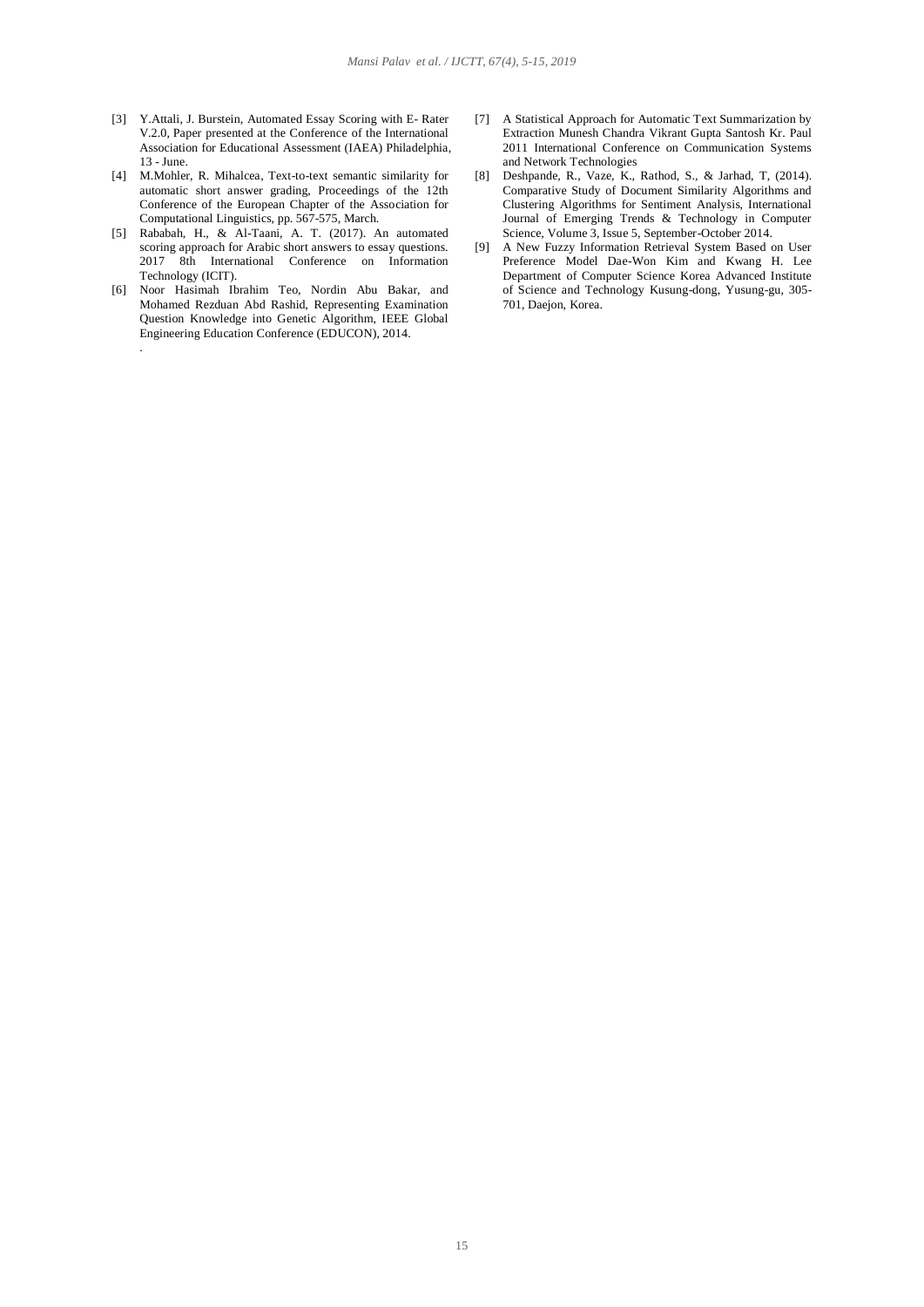[3] Y.Attali, J. Burstein, Automated Essay Scoring with E- Rater V.2.0, Paper presented at the Conference of the International Association for Educational Assessment (IAEA) Philadelphia, 13 - June.

[4] M.Mohler, R. Mihalcea, Text-to-text semantic similarity for automatic short answer grading, Proceedings of the 12th Conference of the European Chapter of the Association for Computational Linguistics, pp. 567-575, March.

[5] Rababah, H., & Al-Taani, A. T. (2017). An automated scoring approach for Arabic short answers to essay questions. 2017 8th International Conference on Information Technology (ICIT).

[6] Noor Hasimah Ibrahim Teo, Nordin Abu Bakar, and Mohamed Rezduan Abd Rashid, Representing Examination Question Knowledge into Genetic Algorithm, IEEE Global Engineering Education Conference (EDUCON), 2014.

[7] A Statistical Approach for Automatic Text Summarization by Extraction Munesh Chandra Vikrant Gupta Santosh Kr. Paul 2011 International Conference on Communication Systems and Network Technologies

[8] Deshpande, R., Vaze, K., Rathod, S., & Jarhad, T, (2014). Comparative Study of Document Similarity Algorithms and Clustering Algorithms for Sentiment Analysis, International Journal of Emerging Trends & Technology in Computer Science, Volume 3, Issue 5, September-October 2014.

[9] A New Fuzzy Information Retrieval System Based on User Preference Model Dae-Won Kim and Kwang H. Lee Department of Computer Science Korea Advanced Institute of Science and Technology Kusung-dong, Yusung-gu, 305-701, Daejon, Korea.